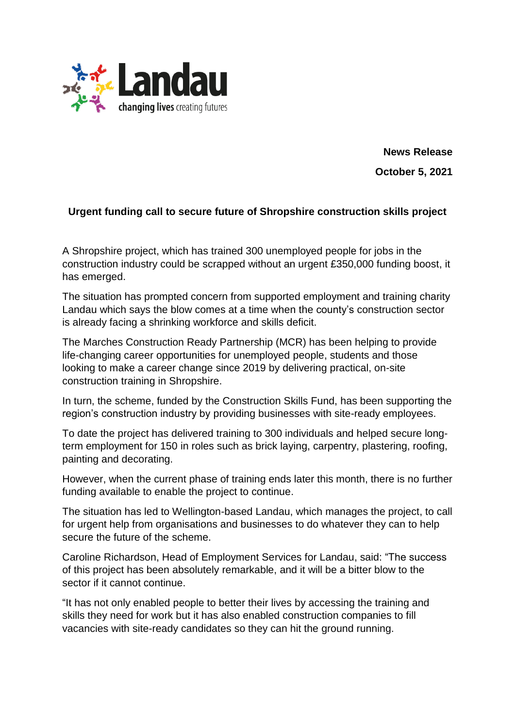**Landau**
changing lives creating futures

**News Release**

**October 5, 2021**

## Urgent funding call to secure future of Shropshire construction skills project

A Shropshire project, which has trained 300 unemployed people for jobs in the construction industry could be scrapped without an urgent £350,000 funding boost, it has emerged.

The situation has prompted concern from supported employment and training charity Landau which says the blow comes at a time when the county's construction sector is already facing a shrinking workforce and skills deficit.

The Marches Construction Ready Partnership (MCR) has been helping to provide life-changing career opportunities for unemployed people, students and those looking to make a career change since 2019 by delivering practical, on-site construction training in Shropshire.

In turn, the scheme, funded by the Construction Skills Fund, has been supporting the region's construction industry by providing businesses with site-ready employees.

To date the project has delivered training to 300 individuals and helped secure long-term employment for 150 in roles such as brick laying, carpentry, plastering, roofing, painting and decorating.

However, when the current phase of training ends later this month, there is no further funding available to enable the project to continue.

The situation has led to Wellington-based Landau, which manages the project, to call for urgent help from organisations and businesses to do whatever they can to help secure the future of the scheme.

Caroline Richardson, Head of Employment Services for Landau, said: "The success of this project has been absolutely remarkable, and it will be a bitter blow to the sector if it cannot continue.

"It has not only enabled people to better their lives by accessing the training and skills they need for work but it has also enabled construction companies to fill vacancies with site-ready candidates so they can hit the ground running.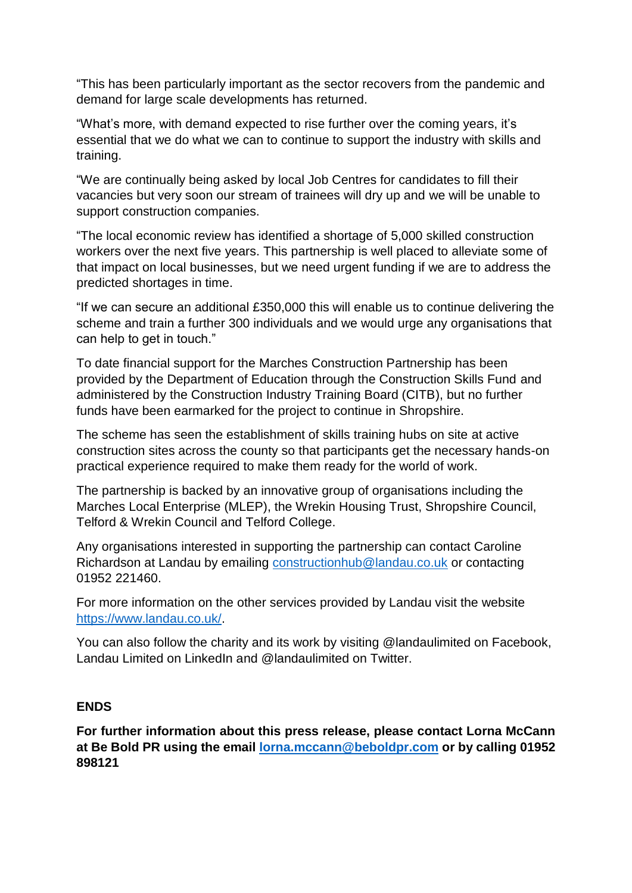"This has been particularly important as the sector recovers from the pandemic and demand for large scale developments has returned.

"What's more, with demand expected to rise further over the coming years, it's essential that we do what we can to continue to support the industry with skills and training.

"We are continually being asked by local Job Centres for candidates to fill their vacancies but very soon our stream of trainees will dry up and we will be unable to support construction companies.

"The local economic review has identified a shortage of 5,000 skilled construction workers over the next five years. This partnership is well placed to alleviate some of that impact on local businesses, but we need urgent funding if we are to address the predicted shortages in time.

"If we can secure an additional £350,000 this will enable us to continue delivering the scheme and train a further 300 individuals and we would urge any organisations that can help to get in touch."

To date financial support for the Marches Construction Partnership has been provided by the Department of Education through the Construction Skills Fund and administered by the Construction Industry Training Board (CITB), but no further funds have been earmarked for the project to continue in Shropshire.

The scheme has seen the establishment of skills training hubs on site at active construction sites across the county so that participants get the necessary hands-on practical experience required to make them ready for the world of work.

The partnership is backed by an innovative group of organisations including the Marches Local Enterprise (MLEP), the Wrekin Housing Trust, Shropshire Council, Telford & Wrekin Council and Telford College.

Any organisations interested in supporting the partnership can contact Caroline Richardson at Landau by emailing [constructionhub@landau.co.uk](mailto:constructionhub@landau.co.uk) or contacting 01952 221460.

For more information on the other services provided by Landau visit the website [https://www.landau.co.uk/](https://www.landau.co.uk/).

You can also follow the charity and its work by visiting @landaulimited on Facebook, Landau Limited on LinkedIn and @landaulimited on Twitter.

**ENDS**

**For further information about this press release, please contact Lorna McCann at Be Bold PR using the email [lorna.mccann@beboldpr.com](mailto:lorna.mccann@beboldpr.com) or by calling 01952 898121**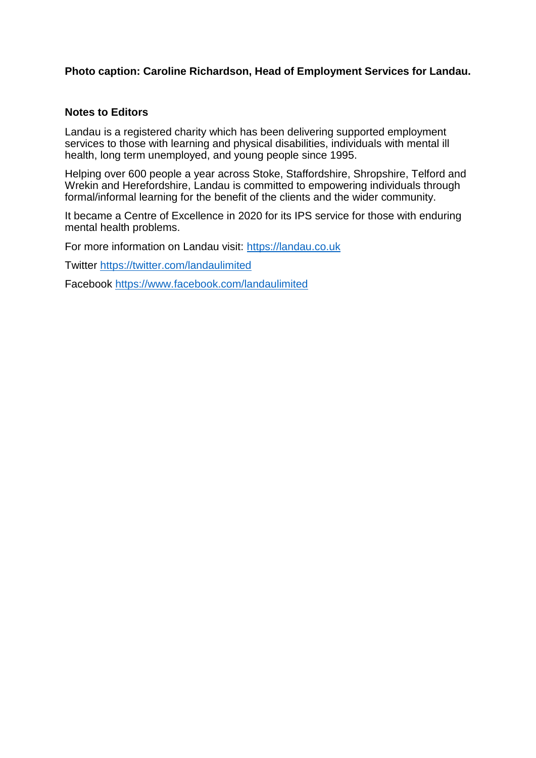**Photo caption: Caroline Richardson, Head of Employment Services for Landau.**

**Notes to Editors**

Landau is a registered charity which has been delivering supported employment services to those with learning and physical disabilities, individuals with mental ill health, long term unemployed, and young people since 1995.

Helping over 600 people a year across Stoke, Staffordshire, Shropshire, Telford and Wrekin and Herefordshire, Landau is committed to empowering individuals through formal/informal learning for the benefit of the clients and the wider community.

It became a Centre of Excellence in 2020 for its IPS service for those with enduring mental health problems.

For more information on Landau visit: https://landau.co.uk

Twitter https://twitter.com/landaulimited

Facebook https://www.facebook.com/landaulimited